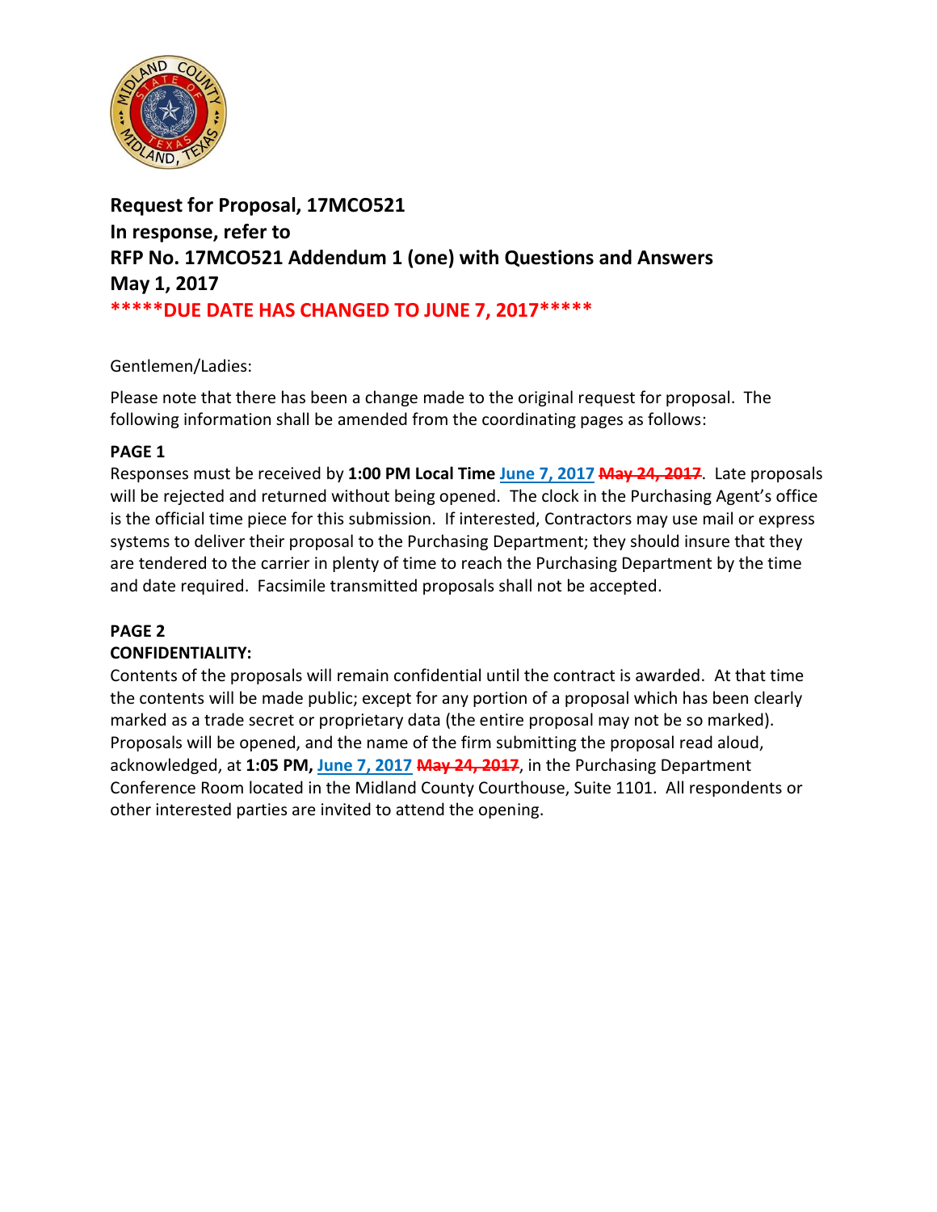**Request for Proposal, 17MCO521**
**In response, refer to**
**RFP No. 17MCO521 Addendum 1 (one) with Questions and Answers**
**May 1, 2017**
**\*\*\*\*\*DUE DATE HAS CHANGED TO JUNE 7, 2017\*\*\*\*\***

Gentlemen/Ladies:

Please note that there has been a change made to the original request for proposal. The following information shall be amended from the coordinating pages as follows:

**PAGE 1**

Responses must be received by **1:00 PM Local Time** **June 7, 2017** ~~**May 24, 2017**~~. Late proposals will be rejected and returned without being opened. The clock in the Purchasing Agent's office is the official time piece for this submission. If interested, Contractors may use mail or express systems to deliver their proposal to the Purchasing Department; they should insure that they are tendered to the carrier in plenty of time to reach the Purchasing Department by the time and date required. Facsimile transmitted proposals shall not be accepted.

**PAGE 2**

**CONFIDENTIALITY:**

Contents of the proposals will remain confidential until the contract is awarded. At that time the contents will be made public; except for any portion of a proposal which has been clearly marked as a trade secret or proprietary data (the entire proposal may not be so marked). Proposals will be opened, and the name of the firm submitting the proposal read aloud, acknowledged, at **1:05 PM,** **June 7, 2017** ~~**May 24, 2017**~~, in the Purchasing Department Conference Room located in the Midland County Courthouse, Suite 1101. All respondents or other interested parties are invited to attend the opening.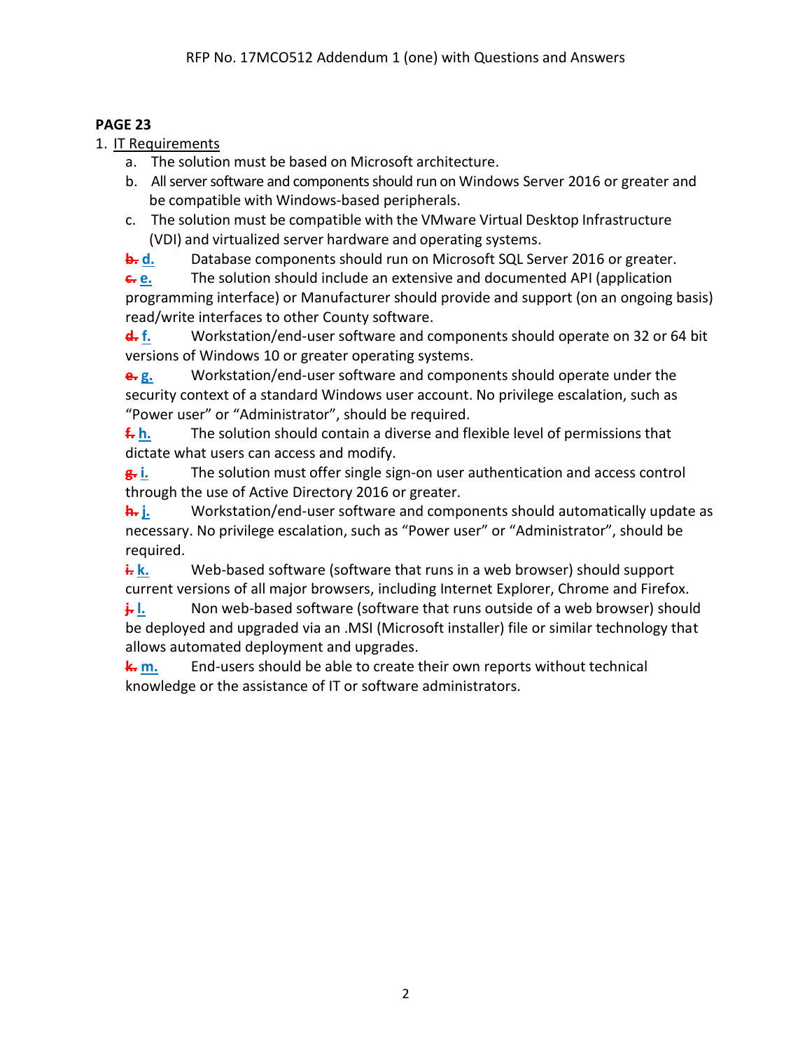**PAGE 23**

1. IT Requirements
   a. The solution must be based on Microsoft architecture.
   b. All server software and components should run on Windows Server 2016 or greater and be compatible with Windows-based peripherals.
   c. The solution must be compatible with the VMware Virtual Desktop Infrastructure (VDI) and virtualized server hardware and operating systems.
   ~~b.~~ d. Database components should run on Microsoft SQL Server 2016 or greater.
   ~~c.~~ e. The solution should include an extensive and documented API (application programming interface) or Manufacturer should provide and support (on an ongoing basis) read/write interfaces to other County software.
   ~~d.~~ f. Workstation/end-user software and components should operate on 32 or 64 bit versions of Windows 10 or greater operating systems.
   ~~e.~~ g. Workstation/end-user software and components should operate under the security context of a standard Windows user account. No privilege escalation, such as "Power user" or "Administrator", should be required.
   ~~f.~~ h. The solution should contain a diverse and flexible level of permissions that dictate what users can access and modify.
   ~~g.~~ i. The solution must offer single sign-on user authentication and access control through the use of Active Directory 2016 or greater.
   ~~h.~~ j. Workstation/end-user software and components should automatically update as necessary. No privilege escalation, such as "Power user" or "Administrator", should be required.
   ~~i.~~ k. Web-based software (software that runs in a web browser) should support current versions of all major browsers, including Internet Explorer, Chrome and Firefox.
   ~~j.~~ l. Non web-based software (software that runs outside of a web browser) should be deployed and upgraded via an .MSI (Microsoft installer) file or similar technology that allows automated deployment and upgrades.
   ~~k.~~ m. End-users should be able to create their own reports without technical knowledge or the assistance of IT or software administrators.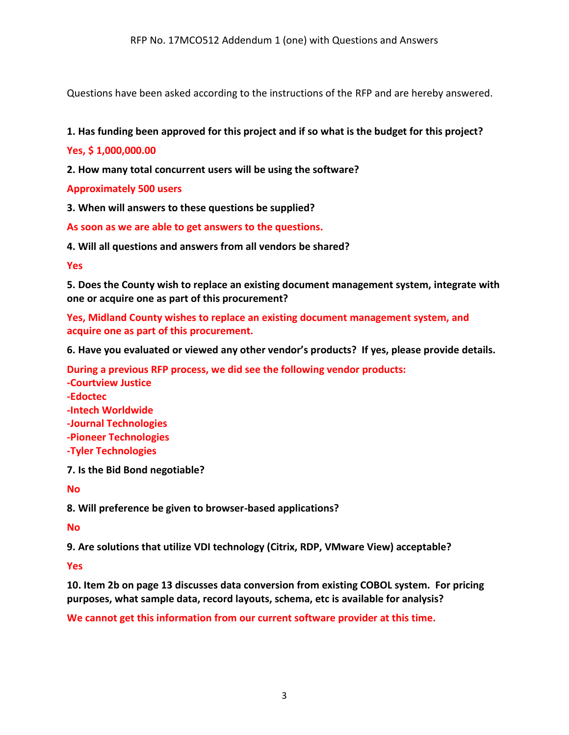RFP No. 17MCO512 Addendum 1 (one) with Questions and Answers

Questions have been asked according to the instructions of the RFP and are hereby answered.

**1. Has funding been approved for this project and if so what is the budget for this project?**

**Yes, $ 1,000,000.00**

**2. How many total concurrent users will be using the software?**

**Approximately 500 users**

**3. When will answers to these questions be supplied?**

**As soon as we are able to get answers to the questions.**

**4. Will all questions and answers from all vendors be shared?**

**Yes**

**5. Does the County wish to replace an existing document management system, integrate with one or acquire one as part of this procurement?**

**Yes, Midland County wishes to replace an existing document management system, and acquire one as part of this procurement.**

**6. Have you evaluated or viewed any other vendor's products? If yes, please provide details.**

**During a previous RFP process, we did see the following vendor products:**
**-Courtview Justice**
**-Edoctec**
**-Intech Worldwide**
**-Journal Technologies**
**-Pioneer Technologies**
**-Tyler Technologies**

**7. Is the Bid Bond negotiable?**

**No**

**8. Will preference be given to browser-based applications?**

**No**

**9. Are solutions that utilize VDI technology (Citrix, RDP, VMware View) acceptable?**

**Yes**

**10. Item 2b on page 13 discusses data conversion from existing COBOL system. For pricing purposes, what sample data, record layouts, schema, etc is available for analysis?**

**We cannot get this information from our current software provider at this time.**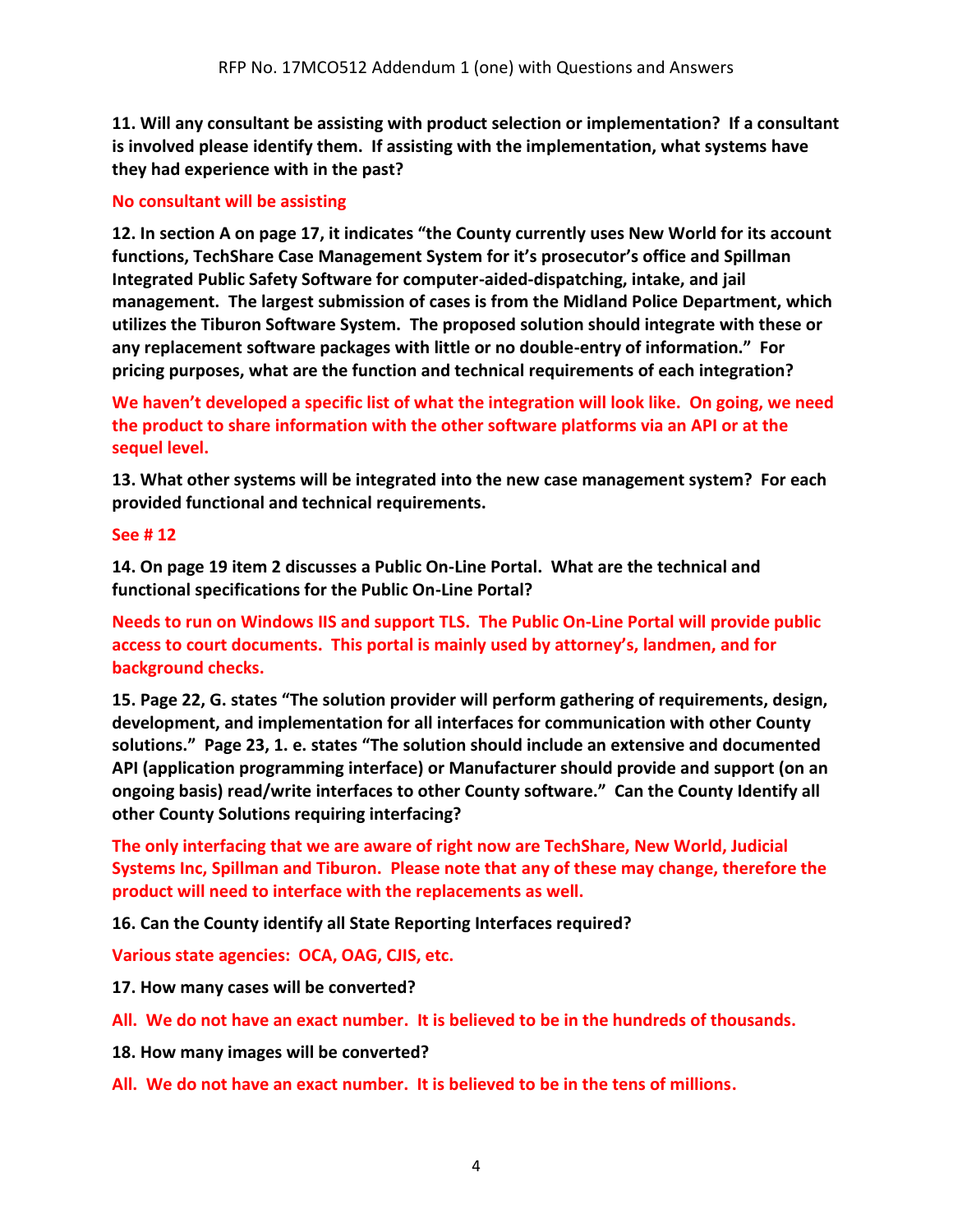**11. Will any consultant be assisting with product selection or implementation? If a consultant is involved please identify them. If assisting with the implementation, what systems have they had experience with in the past?**

No consultant will be assisting

**12. In section A on page 17, it indicates "the County currently uses New World for its account functions, TechShare Case Management System for it's prosecutor's office and Spillman Integrated Public Safety Software for computer-aided-dispatching, intake, and jail management. The largest submission of cases is from the Midland Police Department, which utilizes the Tiburon Software System. The proposed solution should integrate with these or any replacement software packages with little or no double-entry of information." For pricing purposes, what are the function and technical requirements of each integration?**

We haven't developed a specific list of what the integration will look like. On going, we need the product to share information with the other software platforms via an API or at the sequel level.

**13. What other systems will be integrated into the new case management system? For each provided functional and technical requirements.**

See # 12

**14. On page 19 item 2 discusses a Public On-Line Portal. What are the technical and functional specifications for the Public On-Line Portal?**

Needs to run on Windows IIS and support TLS. The Public On-Line Portal will provide public access to court documents. This portal is mainly used by attorney's, landmen, and for background checks.

**15. Page 22, G. states "The solution provider will perform gathering of requirements, design, development, and implementation for all interfaces for communication with other County solutions." Page 23, 1. e. states "The solution should include an extensive and documented API (application programming interface) or Manufacturer should provide and support (on an ongoing basis) read/write interfaces to other County software." Can the County Identify all other County Solutions requiring interfacing?**

The only interfacing that we are aware of right now are TechShare, New World, Judicial Systems Inc, Spillman and Tiburon. Please note that any of these may change, therefore the product will need to interface with the replacements as well.

**16. Can the County identify all State Reporting Interfaces required?**

Various state agencies: OCA, OAG, CJIS, etc.

**17. How many cases will be converted?**

All. We do not have an exact number. It is believed to be in the hundreds of thousands.

**18. How many images will be converted?**

All. We do not have an exact number. It is believed to be in the tens of millions.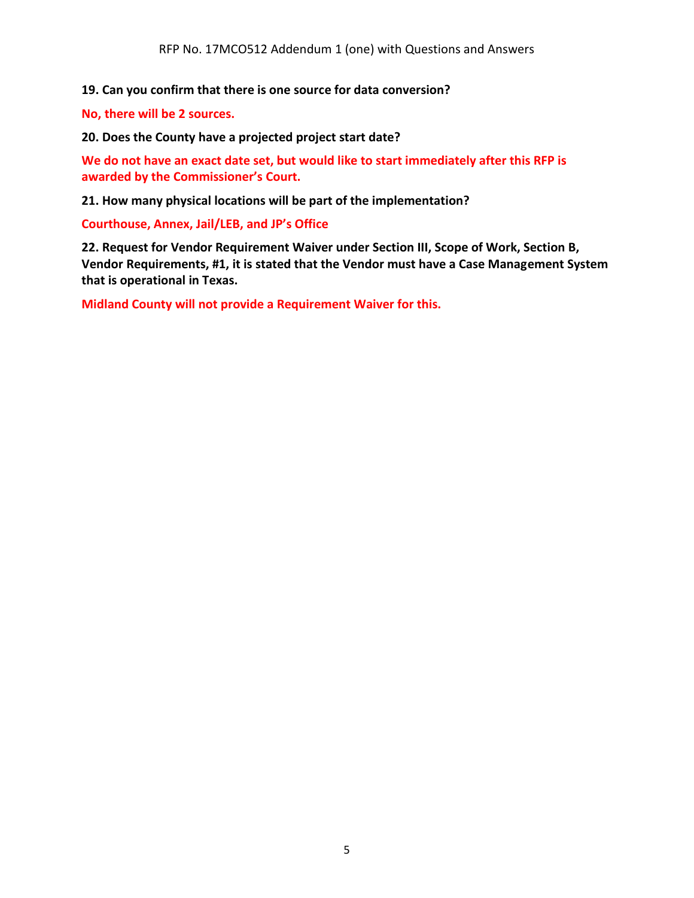**19. Can you confirm that there is one source for data conversion?**

**No, there will be 2 sources.**

**20. Does the County have a projected project start date?**

**We do not have an exact date set, but would like to start immediately after this RFP is awarded by the Commissioner's Court.**

**21. How many physical locations will be part of the implementation?**

**Courthouse, Annex, Jail/LEB, and JP's Office**

**22. Request for Vendor Requirement Waiver under Section III, Scope of Work, Section B, Vendor Requirements, #1, it is stated that the Vendor must have a Case Management System that is operational in Texas.**

**Midland County will not provide a Requirement Waiver for this.**